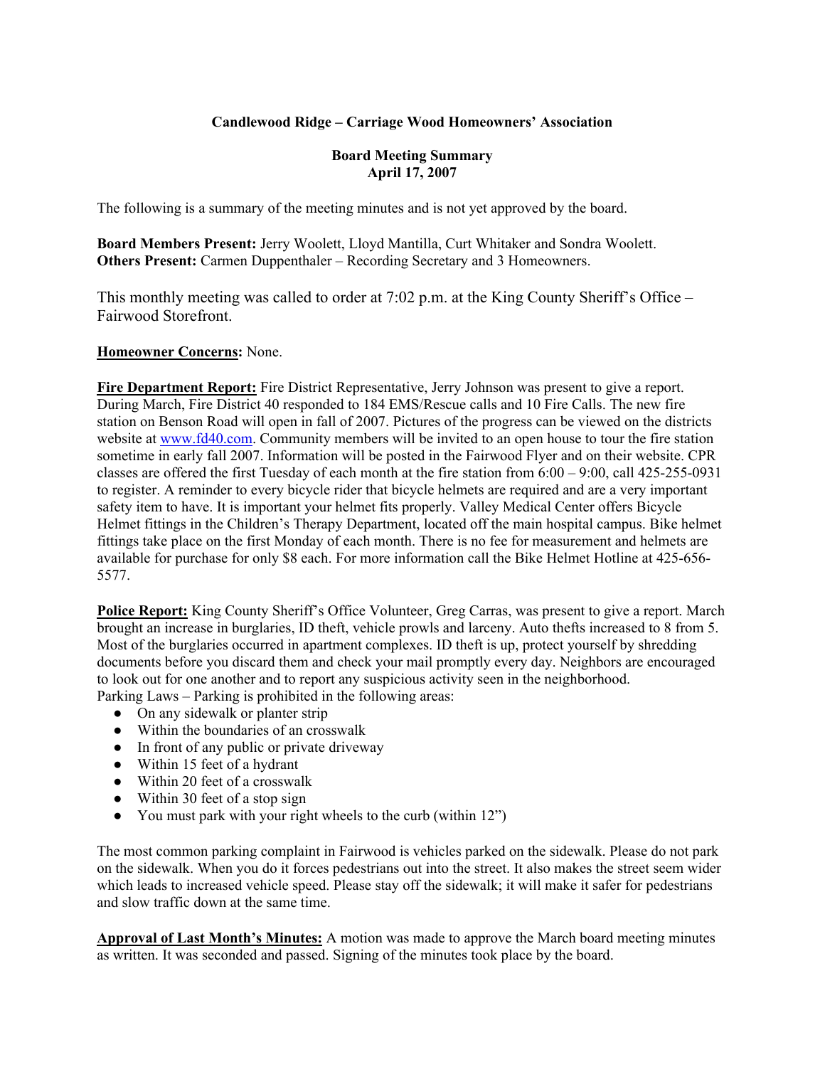**Candlewood Ridge – Carriage Wood Homeowners' Association**

**Board Meeting Summary**
**April 17, 2007**

The following is a summary of the meeting minutes and is not yet approved by the board.

**Board Members Present:** Jerry Woolett, Lloyd Mantilla, Curt Whitaker and Sondra Woolett.
**Others Present:** Carmen Duppenthaler – Recording Secretary and 3 Homeowners.

This monthly meeting was called to order at 7:02 p.m. at the King County Sheriff's Office – Fairwood Storefront.

**Homeowner Concerns:** None.

**Fire Department Report:** Fire District Representative, Jerry Johnson was present to give a report. During March, Fire District 40 responded to 184 EMS/Rescue calls and 10 Fire Calls. The new fire station on Benson Road will open in fall of 2007. Pictures of the progress can be viewed on the districts website at www.fd40.com. Community members will be invited to an open house to tour the fire station sometime in early fall 2007. Information will be posted in the Fairwood Flyer and on their website. CPR classes are offered the first Tuesday of each month at the fire station from 6:00 – 9:00, call 425-255-0931 to register. A reminder to every bicycle rider that bicycle helmets are required and are a very important safety item to have. It is important your helmet fits properly. Valley Medical Center offers Bicycle Helmet fittings in the Children's Therapy Department, located off the main hospital campus. Bike helmet fittings take place on the first Monday of each month. There is no fee for measurement and helmets are available for purchase for only $8 each. For more information call the Bike Helmet Hotline at 425-656-5577.

**Police Report:** King County Sheriff's Office Volunteer, Greg Carras, was present to give a report. March brought an increase in burglaries, ID theft, vehicle prowls and larceny. Auto thefts increased to 8 from 5. Most of the burglaries occurred in apartment complexes. ID theft is up, protect yourself by shredding documents before you discard them and check your mail promptly every day. Neighbors are encouraged to look out for one another and to report any suspicious activity seen in the neighborhood.
Parking Laws – Parking is prohibited in the following areas:

- On any sidewalk or planter strip
- Within the boundaries of an crosswalk
- In front of any public or private driveway
- Within 15 feet of a hydrant
- Within 20 feet of a crosswalk
- Within 30 feet of a stop sign
- You must park with your right wheels to the curb (within 12")

The most common parking complaint in Fairwood is vehicles parked on the sidewalk. Please do not park on the sidewalk. When you do it forces pedestrians out into the street. It also makes the street seem wider which leads to increased vehicle speed. Please stay off the sidewalk; it will make it safer for pedestrians and slow traffic down at the same time.

**Approval of Last Month's Minutes:** A motion was made to approve the March board meeting minutes as written. It was seconded and passed. Signing of the minutes took place by the board.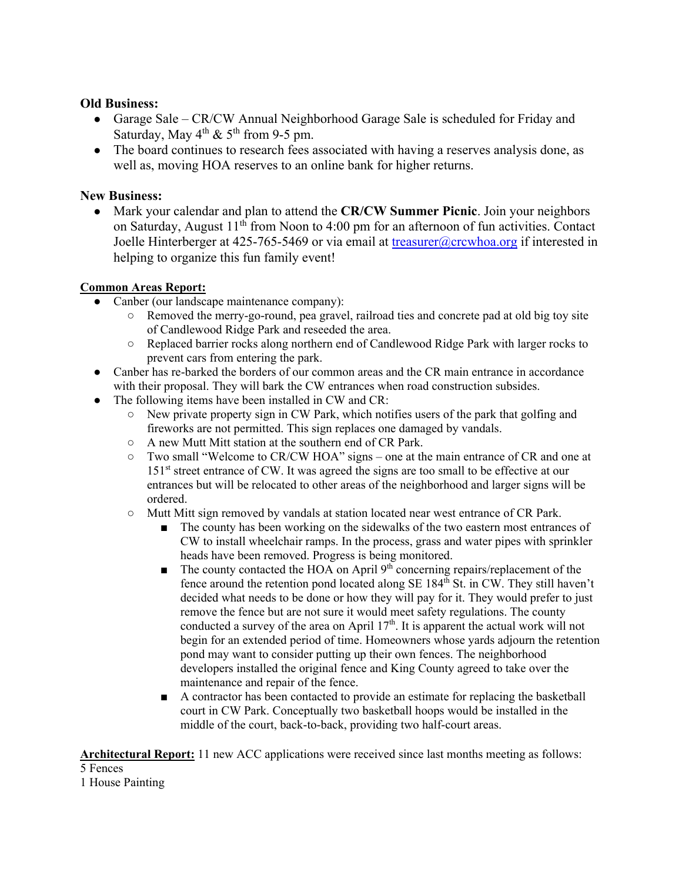**Old Business:**

- Garage Sale – CR/CW Annual Neighborhood Garage Sale is scheduled for Friday and Saturday, May 4th & 5th from 9-5 pm.
- The board continues to research fees associated with having a reserves analysis done, as well as, moving HOA reserves to an online bank for higher returns.

**New Business:**

- Mark your calendar and plan to attend the **CR/CW Summer Picnic**. Join your neighbors on Saturday, August 11th from Noon to 4:00 pm for an afternoon of fun activities. Contact Joelle Hinterberger at 425-765-5469 or via email at treasurer@crcwhoa.org if interested in helping to organize this fun family event!

**Common Areas Report:**

- Canber (our landscape maintenance company):
  - Removed the merry-go-round, pea gravel, railroad ties and concrete pad at old big toy site of Candlewood Ridge Park and reseeded the area.
  - Replaced barrier rocks along northern end of Candlewood Ridge Park with larger rocks to prevent cars from entering the park.
- Canber has re-barked the borders of our common areas and the CR main entrance in accordance with their proposal. They will bark the CW entrances when road construction subsides.
- The following items have been installed in CW and CR:
  - New private property sign in CW Park, which notifies users of the park that golfing and fireworks are not permitted. This sign replaces one damaged by vandals.
  - A new Mutt Mitt station at the southern end of CR Park.
  - Two small "Welcome to CR/CW HOA" signs – one at the main entrance of CR and one at 151st street entrance of CW. It was agreed the signs are too small to be effective at our entrances but will be relocated to other areas of the neighborhood and larger signs will be ordered.
  - Mutt Mitt sign removed by vandals at station located near west entrance of CR Park.
    - The county has been working on the sidewalks of the two eastern most entrances of CW to install wheelchair ramps. In the process, grass and water pipes with sprinkler heads have been removed. Progress is being monitored.
    - The county contacted the HOA on April 9th concerning repairs/replacement of the fence around the retention pond located along SE 184th St. in CW. They still haven't decided what needs to be done or how they will pay for it. They would prefer to just remove the fence but are not sure it would meet safety regulations. The county conducted a survey of the area on April 17th. It is apparent the actual work will not begin for an extended period of time. Homeowners whose yards adjourn the retention pond may want to consider putting up their own fences. The neighborhood developers installed the original fence and King County agreed to take over the maintenance and repair of the fence.
    - A contractor has been contacted to provide an estimate for replacing the basketball court in CW Park. Conceptually two basketball hoops would be installed in the middle of the court, back-to-back, providing two half-court areas.

**Architectural Report:** 11 new ACC applications were received since last months meeting as follows:

5 Fences
1 House Painting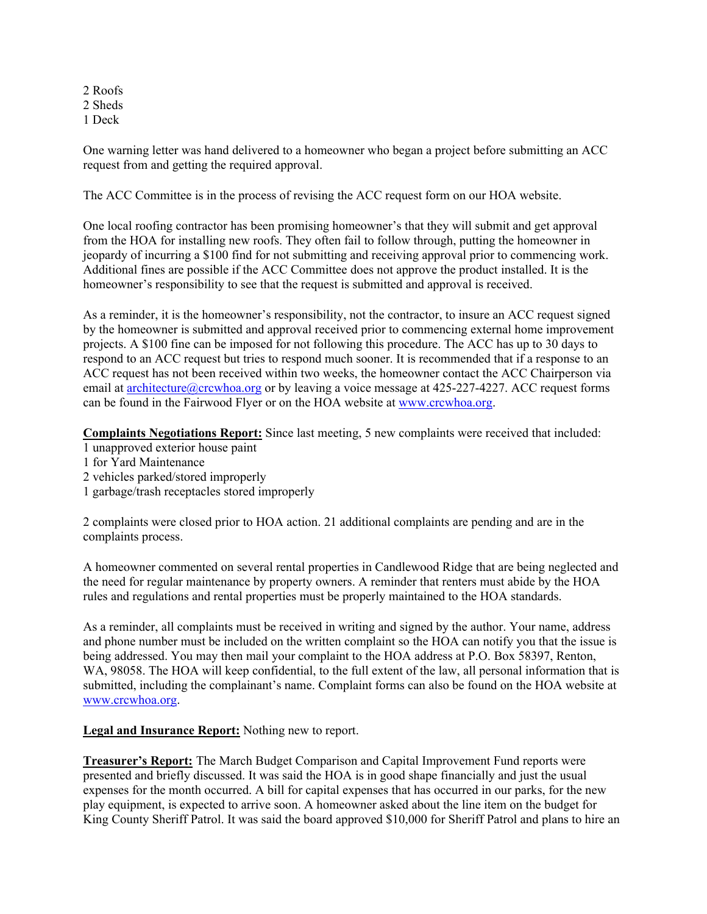2 Roofs
2 Sheds
1 Deck

One warning letter was hand delivered to a homeowner who began a project before submitting an ACC request from and getting the required approval.

The ACC Committee is in the process of revising the ACC request form on our HOA website.

One local roofing contractor has been promising homeowner's that they will submit and get approval from the HOA for installing new roofs. They often fail to follow through, putting the homeowner in jeopardy of incurring a $100 find for not submitting and receiving approval prior to commencing work. Additional fines are possible if the ACC Committee does not approve the product installed. It is the homeowner's responsibility to see that the request is submitted and approval is received.

As a reminder, it is the homeowner's responsibility, not the contractor, to insure an ACC request signed by the homeowner is submitted and approval received prior to commencing external home improvement projects. A $100 fine can be imposed for not following this procedure. The ACC has up to 30 days to respond to an ACC request but tries to respond much sooner. It is recommended that if a response to an ACC request has not been received within two weeks, the homeowner contact the ACC Chairperson via email at architecture@crcwhoa.org or by leaving a voice message at 425-227-4227. ACC request forms can be found in the Fairwood Flyer or on the HOA website at www.crcwhoa.org.

**Complaints Negotiations Report:** Since last meeting, 5 new complaints were received that included:
1 unapproved exterior house paint
1 for Yard Maintenance
2 vehicles parked/stored improperly
1 garbage/trash receptacles stored improperly

2 complaints were closed prior to HOA action. 21 additional complaints are pending and are in the complaints process.

A homeowner commented on several rental properties in Candlewood Ridge that are being neglected and the need for regular maintenance by property owners. A reminder that renters must abide by the HOA rules and regulations and rental properties must be properly maintained to the HOA standards.

As a reminder, all complaints must be received in writing and signed by the author. Your name, address and phone number must be included on the written complaint so the HOA can notify you that the issue is being addressed. You may then mail your complaint to the HOA address at P.O. Box 58397, Renton, WA, 98058. The HOA will keep confidential, to the full extent of the law, all personal information that is submitted, including the complainant's name. Complaint forms can also be found on the HOA website at www.crcwhoa.org.

**Legal and Insurance Report:** Nothing new to report.

**Treasurer's Report:** The March Budget Comparison and Capital Improvement Fund reports were presented and briefly discussed. It was said the HOA is in good shape financially and just the usual expenses for the month occurred. A bill for capital expenses that has occurred in our parks, for the new play equipment, is expected to arrive soon. A homeowner asked about the line item on the budget for King County Sheriff Patrol. It was said the board approved $10,000 for Sheriff Patrol and plans to hire an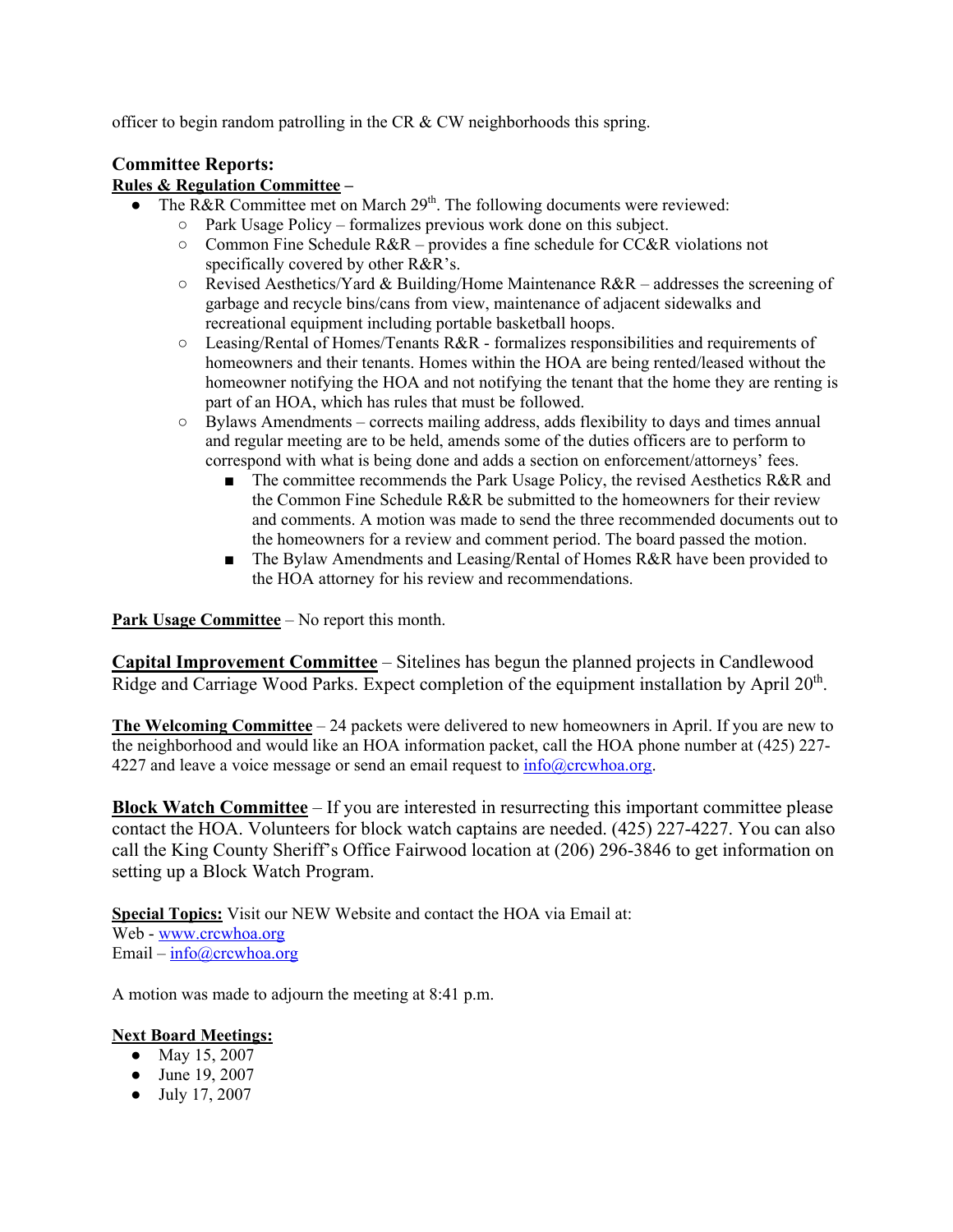officer to begin random patrolling in the CR & CW neighborhoods this spring.

### Committee Reports:

**Rules & Regulation Committee –**

- The R&R Committee met on March 29th. The following documents were reviewed:
  - Park Usage Policy – formalizes previous work done on this subject.
  - Common Fine Schedule R&R – provides a fine schedule for CC&R violations not specifically covered by other R&R's.
  - Revised Aesthetics/Yard & Building/Home Maintenance R&R – addresses the screening of garbage and recycle bins/cans from view, maintenance of adjacent sidewalks and recreational equipment including portable basketball hoops.
  - Leasing/Rental of Homes/Tenants R&R - formalizes responsibilities and requirements of homeowners and their tenants. Homes within the HOA are being rented/leased without the homeowner notifying the HOA and not notifying the tenant that the home they are renting is part of an HOA, which has rules that must be followed.
  - Bylaws Amendments – corrects mailing address, adds flexibility to days and times annual and regular meeting are to be held, amends some of the duties officers are to perform to correspond with what is being done and adds a section on enforcement/attorneys' fees.
    - The committee recommends the Park Usage Policy, the revised Aesthetics R&R and the Common Fine Schedule R&R be submitted to the homeowners for their review and comments. A motion was made to send the three recommended documents out to the homeowners for a review and comment period. The board passed the motion.
    - The Bylaw Amendments and Leasing/Rental of Homes R&R have been provided to the HOA attorney for his review and recommendations.

**Park Usage Committee** – No report this month.

**Capital Improvement Committee** – Sitelines has begun the planned projects in Candlewood Ridge and Carriage Wood Parks. Expect completion of the equipment installation by April 20th.

**The Welcoming Committee** – 24 packets were delivered to new homeowners in April. If you are new to the neighborhood and would like an HOA information packet, call the HOA phone number at (425) 227-4227 and leave a voice message or send an email request to info@crcwhoa.org.

**Block Watch Committee** – If you are interested in resurrecting this important committee please contact the HOA. Volunteers for block watch captains are needed. (425) 227-4227. You can also call the King County Sheriff's Office Fairwood location at (206) 296-3846 to get information on setting up a Block Watch Program.

**Special Topics:** Visit our NEW Website and contact the HOA via Email at:
Web - www.crcwhoa.org
Email – info@crcwhoa.org

A motion was made to adjourn the meeting at 8:41 p.m.

**Next Board Meetings:**

- May 15, 2007
- June 19, 2007
- July 17, 2007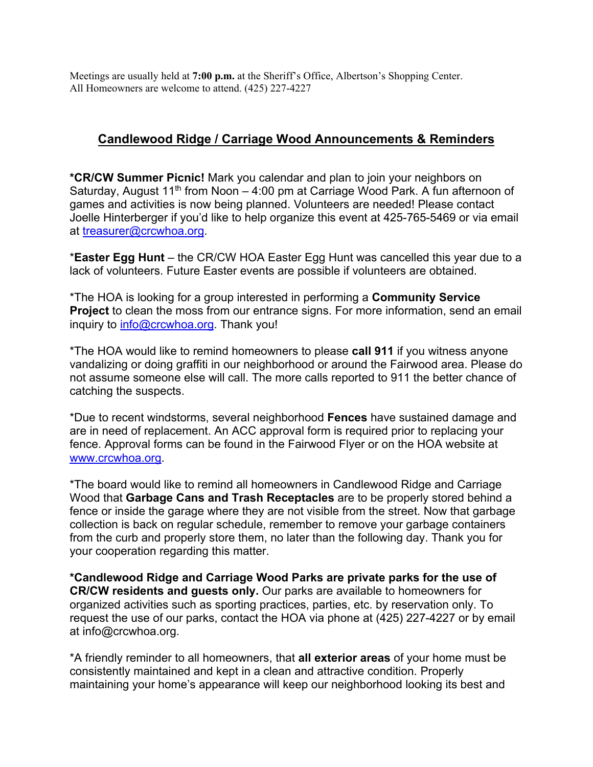Meetings are usually held at **7:00 p.m.** at the Sheriff's Office, Albertson's Shopping Center.
All Homeowners are welcome to attend. (425) 227-4227

## Candlewood Ridge / Carriage Wood Announcements & Reminders

***CR/CW Summer Picnic!** Mark you calendar and plan to join your neighbors on Saturday, August 11th from Noon – 4:00 pm at Carriage Wood Park. A fun afternoon of games and activities is now being planned. Volunteers are needed! Please contact Joelle Hinterberger if you'd like to help organize this event at 425-765-5469 or via email at treasurer@crcwhoa.org.

***Easter Egg Hunt** – the CR/CW HOA Easter Egg Hunt was cancelled this year due to a lack of volunteers. Future Easter events are possible if volunteers are obtained.

*The HOA is looking for a group interested in performing a **Community Service Project** to clean the moss from our entrance signs. For more information, send an email inquiry to info@crcwhoa.org. Thank you!

*The HOA would like to remind homeowners to please **call 911** if you witness anyone vandalizing or doing graffiti in our neighborhood or around the Fairwood area. Please do not assume someone else will call. The more calls reported to 911 the better chance of catching the suspects.

*Due to recent windstorms, several neighborhood **Fences** have sustained damage and are in need of replacement. An ACC approval form is required prior to replacing your fence. Approval forms can be found in the Fairwood Flyer or on the HOA website at www.crcwhoa.org.

*The board would like to remind all homeowners in Candlewood Ridge and Carriage Wood that **Garbage Cans and Trash Receptacles** are to be properly stored behind a fence or inside the garage where they are not visible from the street. Now that garbage collection is back on regular schedule, remember to remove your garbage containers from the curb and properly store them, no later than the following day. Thank you for your cooperation regarding this matter.

***Candlewood Ridge and Carriage Wood Parks are private parks for the use of CR/CW residents and guests only.** Our parks are available to homeowners for organized activities such as sporting practices, parties, etc. by reservation only. To request the use of our parks, contact the HOA via phone at (425) 227-4227 or by email at info@crcwhoa.org.

*A friendly reminder to all homeowners, that **all exterior areas** of your home must be consistently maintained and kept in a clean and attractive condition. Properly maintaining your home's appearance will keep our neighborhood looking its best and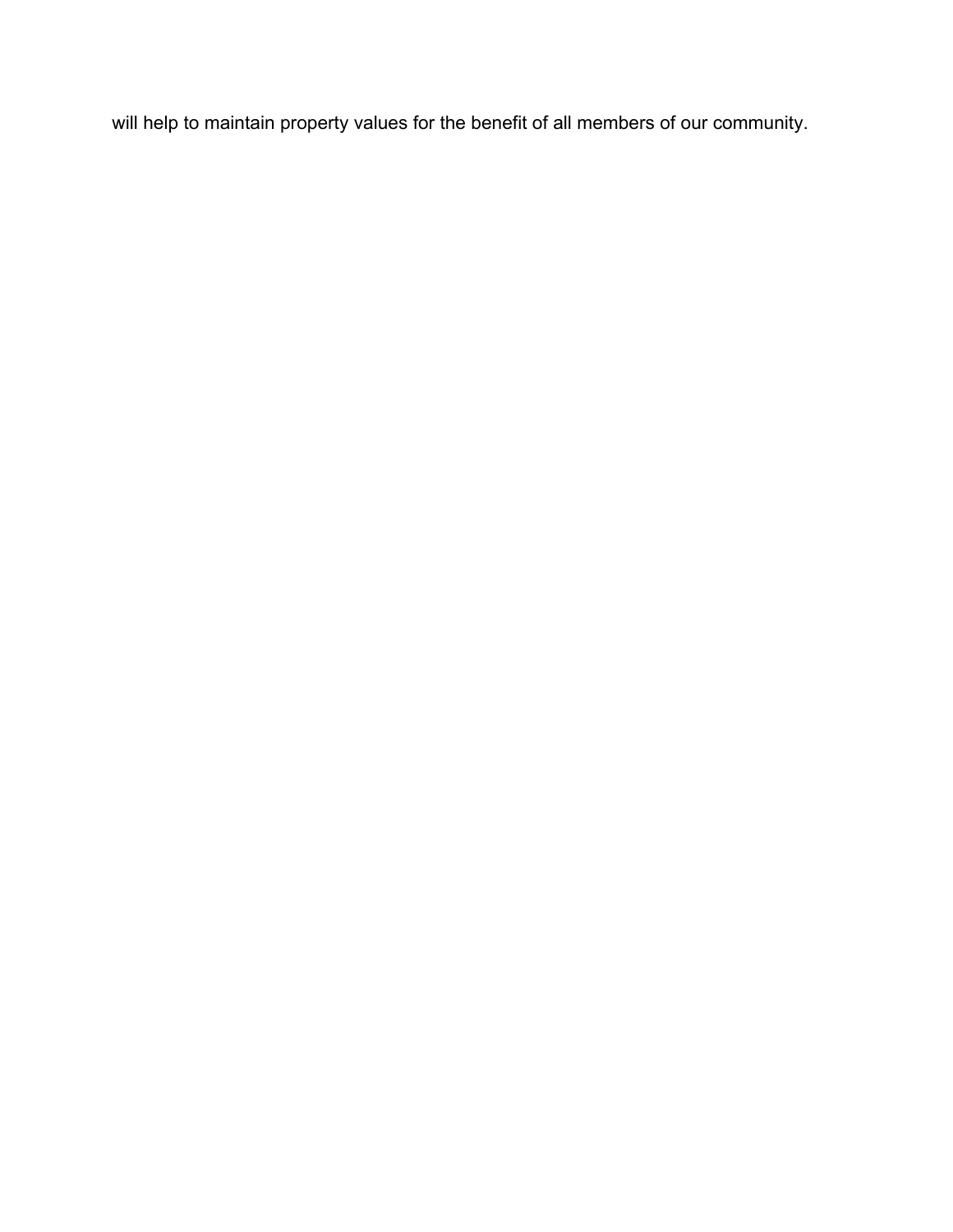will help to maintain property values for the benefit of all members of our community.